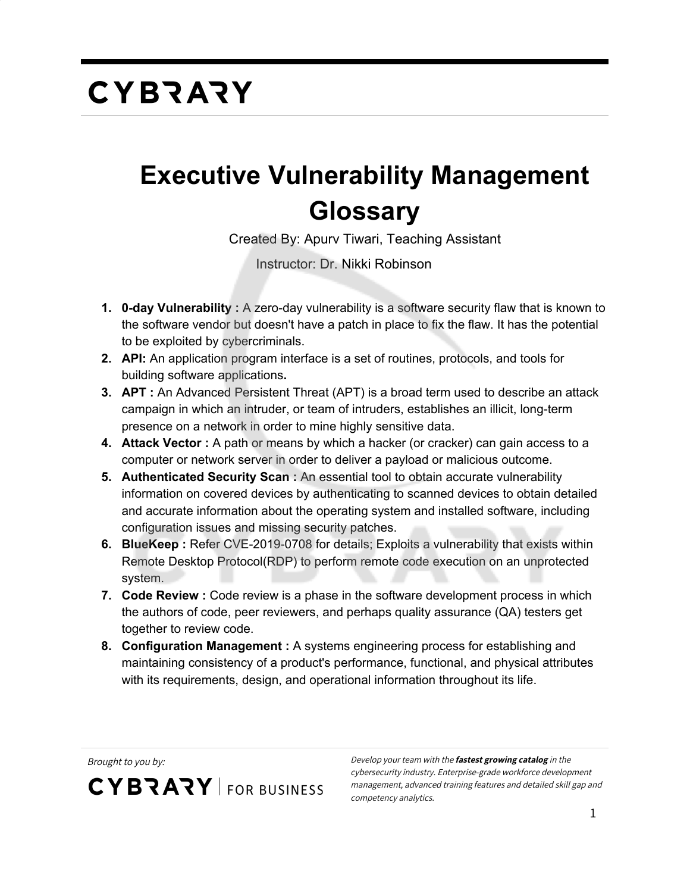CYBRARY

# Executive Vulnerability Management Glossary

Created By: Apurv Tiwari, Teaching Assistant

Instructor: Dr. Nikki Robinson

1. **0-day Vulnerability :** A zero-day vulnerability is a software security flaw that is known to the software vendor but doesn't have a patch in place to fix the flaw. It has the potential to be exploited by cybercriminals.
2. **API:** An application program interface is a set of routines, protocols, and tools for building software applications**.**
3. **APT :** An Advanced Persistent Threat (APT) is a broad term used to describe an attack campaign in which an intruder, or team of intruders, establishes an illicit, long-term presence on a network in order to mine highly sensitive data.
4. **Attack Vector :** A path or means by which a hacker (or cracker) can gain access to a computer or network server in order to deliver a payload or malicious outcome.
5. **Authenticated Security Scan :** An essential tool to obtain accurate vulnerability information on covered devices by authenticating to scanned devices to obtain detailed and accurate information about the operating system and installed software, including configuration issues and missing security patches.
6. **BlueKeep :** Refer CVE-2019-0708 for details; Exploits a vulnerability that exists within Remote Desktop Protocol(RDP) to perform remote code execution on an unprotected system.
7. **Code Review :** Code review is a phase in the software development process in which the authors of code, peer reviewers, and perhaps quality assurance (QA) testers get together to review code.
8. **Configuration Management :** A systems engineering process for establishing and maintaining consistency of a product's performance, functional, and physical attributes with its requirements, design, and operational information throughout its life.

*Brought to you by:*

CYBRARY | FOR BUSINESS

*Develop your team with the **fastest growing catalog** in the cybersecurity industry. Enterprise-grade workforce development management, advanced training features and detailed skill gap and competency analytics.*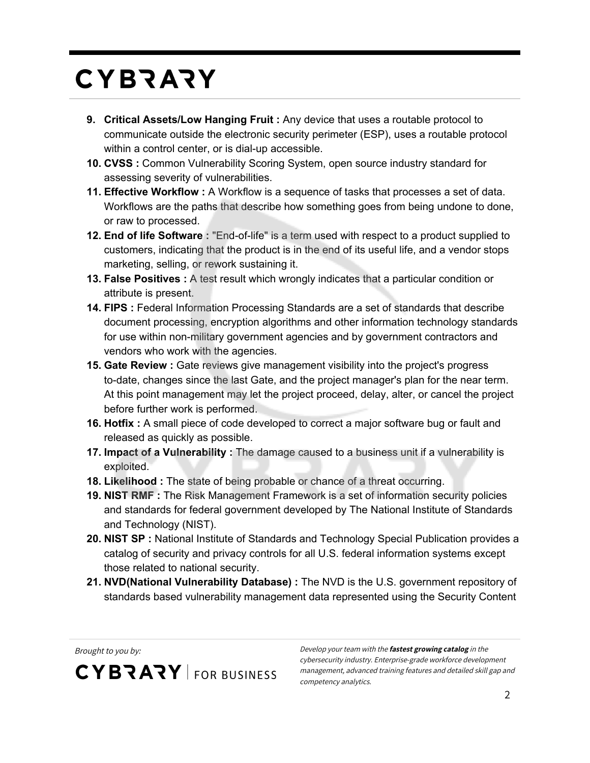9. **Critical Assets/Low Hanging Fruit :** Any device that uses a routable protocol to communicate outside the electronic security perimeter (ESP), uses a routable protocol within a control center, or is dial-up accessible.
10. **CVSS :** Common Vulnerability Scoring System, open source industry standard for assessing severity of vulnerabilities.
11. **Effective Workflow :** A Workflow is a sequence of tasks that processes a set of data. Workflows are the paths that describe how something goes from being undone to done, or raw to processed.
12. **End of life Software :** "End-of-life" is a term used with respect to a product supplied to customers, indicating that the product is in the end of its useful life, and a vendor stops marketing, selling, or rework sustaining it.
13. **False Positives :** A test result which wrongly indicates that a particular condition or attribute is present.
14. **FIPS :** Federal Information Processing Standards are a set of standards that describe document processing, encryption algorithms and other information technology standards for use within non-military government agencies and by government contractors and vendors who work with the agencies.
15. **Gate Review :** Gate reviews give management visibility into the project's progress to-date, changes since the last Gate, and the project manager's plan for the near term. At this point management may let the project proceed, delay, alter, or cancel the project before further work is performed.
16. **Hotfix :** A small piece of code developed to correct a major software bug or fault and released as quickly as possible.
17. **Impact of a Vulnerability :** The damage caused to a business unit if a vulnerability is exploited.
18. **Likelihood :** The state of being probable or chance of a threat occurring.
19. **NIST RMF :** The Risk Management Framework is a set of information security policies and standards for federal government developed by The National Institute of Standards and Technology (NIST).
20. **NIST SP :** National Institute of Standards and Technology Special Publication provides a catalog of security and privacy controls for all U.S. federal information systems except those related to national security.
21. **NVD(National Vulnerability Database) :** The NVD is the U.S. government repository of standards based vulnerability management data represented using the Security Content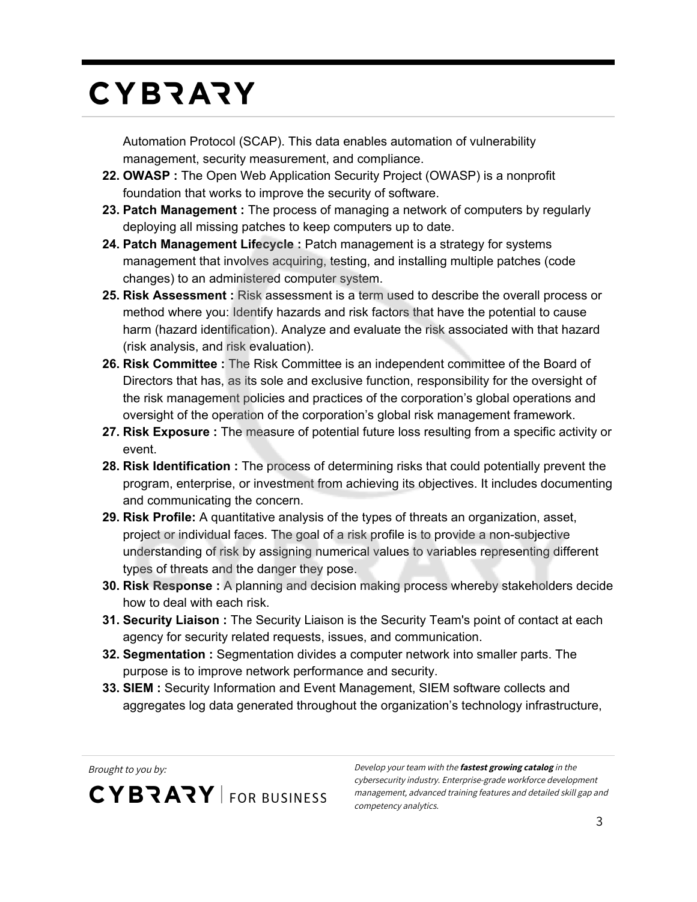Automation Protocol (SCAP). This data enables automation of vulnerability management, security measurement, and compliance.

22. **OWASP :** The Open Web Application Security Project (OWASP) is a nonprofit foundation that works to improve the security of software.
23. **Patch Management :** The process of managing a network of computers by regularly deploying all missing patches to keep computers up to date.
24. **Patch Management Lifecycle :** Patch management is a strategy for systems management that involves acquiring, testing, and installing multiple patches (code changes) to an administered computer system.
25. **Risk Assessment :** Risk assessment is a term used to describe the overall process or method where you: Identify hazards and risk factors that have the potential to cause harm (hazard identification). Analyze and evaluate the risk associated with that hazard (risk analysis, and risk evaluation).
26. **Risk Committee :** The Risk Committee is an independent committee of the Board of Directors that has, as its sole and exclusive function, responsibility for the oversight of the risk management policies and practices of the corporation's global operations and oversight of the operation of the corporation's global risk management framework.
27. **Risk Exposure :** The measure of potential future loss resulting from a specific activity or event.
28. **Risk Identification :** The process of determining risks that could potentially prevent the program, enterprise, or investment from achieving its objectives. It includes documenting and communicating the concern.
29. **Risk Profile:** A quantitative analysis of the types of threats an organization, asset, project or individual faces. The goal of a risk profile is to provide a non-subjective understanding of risk by assigning numerical values to variables representing different types of threats and the danger they pose.
30. **Risk Response :** A planning and decision making process whereby stakeholders decide how to deal with each risk.
31. **Security Liaison :** The Security Liaison is the Security Team's point of contact at each agency for security related requests, issues, and communication.
32. **Segmentation :** Segmentation divides a computer network into smaller parts. The purpose is to improve network performance and security.
33. **SIEM :** Security Information and Event Management, SIEM software collects and aggregates log data generated throughout the organization's technology infrastructure,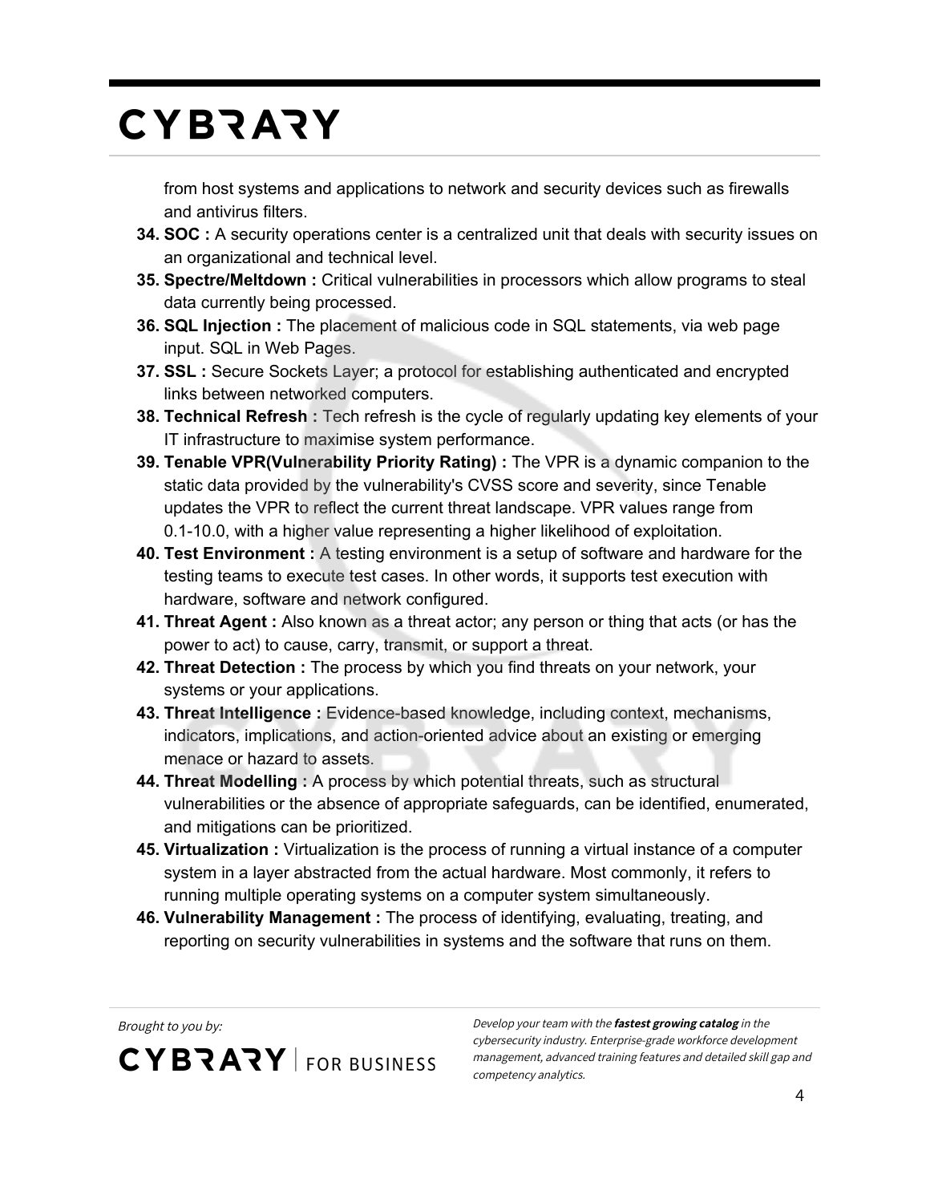from host systems and applications to network and security devices such as firewalls and antivirus filters.

34. **SOC :** A security operations center is a centralized unit that deals with security issues on an organizational and technical level.
35. **Spectre/Meltdown :** Critical vulnerabilities in processors which allow programs to steal data currently being processed.
36. **SQL Injection :** The placement of malicious code in SQL statements, via web page input. SQL in Web Pages.
37. **SSL :** Secure Sockets Layer; a protocol for establishing authenticated and encrypted links between networked computers.
38. **Technical Refresh :** Tech refresh is the cycle of regularly updating key elements of your IT infrastructure to maximise system performance.
39. **Tenable VPR(Vulnerability Priority Rating) :** The VPR is a dynamic companion to the static data provided by the vulnerability's CVSS score and severity, since Tenable updates the VPR to reflect the current threat landscape. VPR values range from 0.1-10.0, with a higher value representing a higher likelihood of exploitation.
40. **Test Environment :** A testing environment is a setup of software and hardware for the testing teams to execute test cases. In other words, it supports test execution with hardware, software and network configured.
41. **Threat Agent :** Also known as a threat actor; any person or thing that acts (or has the power to act) to cause, carry, transmit, or support a threat.
42. **Threat Detection :** The process by which you find threats on your network, your systems or your applications.
43. **Threat Intelligence :** Evidence-based knowledge, including context, mechanisms, indicators, implications, and action-oriented advice about an existing or emerging menace or hazard to assets.
44. **Threat Modelling :** A process by which potential threats, such as structural vulnerabilities or the absence of appropriate safeguards, can be identified, enumerated, and mitigations can be prioritized.
45. **Virtualization :** Virtualization is the process of running a virtual instance of a computer system in a layer abstracted from the actual hardware. Most commonly, it refers to running multiple operating systems on a computer system simultaneously.
46. **Vulnerability Management :** The process of identifying, evaluating, treating, and reporting on security vulnerabilities in systems and the software that runs on them.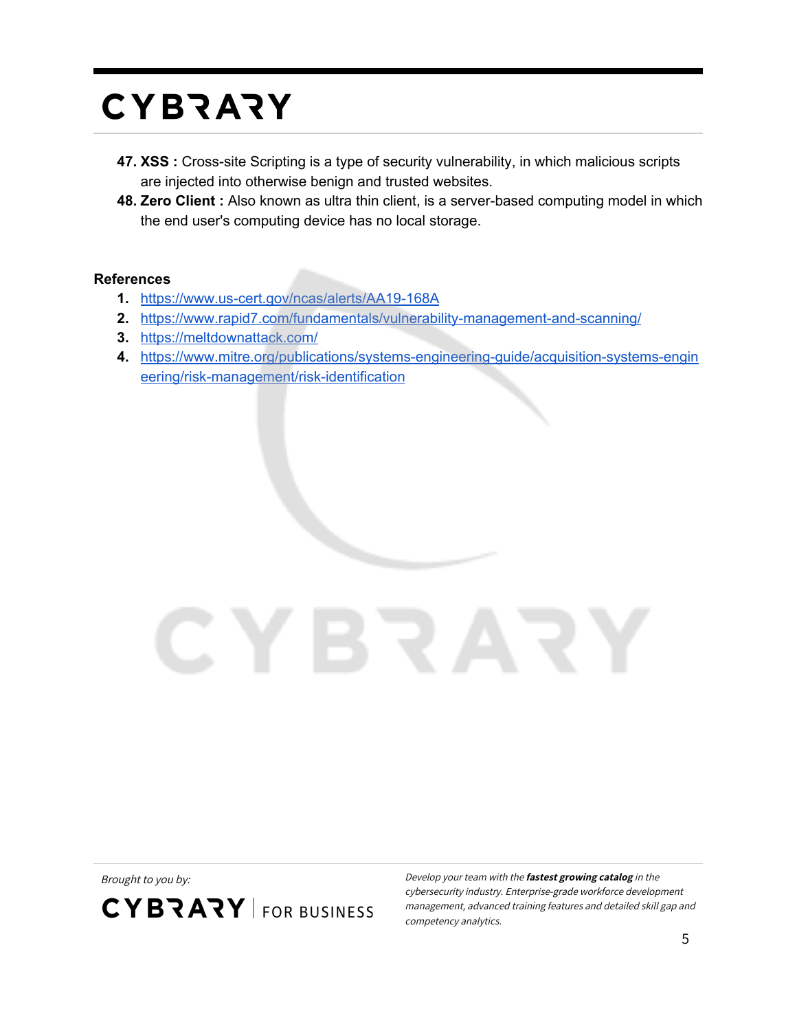47. **XSS :** Cross-site Scripting is a type of security vulnerability, in which malicious scripts are injected into otherwise benign and trusted websites.
48. **Zero Client :** Also known as ultra thin client, is a server-based computing model in which the end user's computing device has no local storage.

**References**

1. https://www.us-cert.gov/ncas/alerts/AA19-168A
2. https://www.rapid7.com/fundamentals/vulnerability-management-and-scanning/
3. https://meltdownattack.com/
4. https://www.mitre.org/publications/systems-engineering-guide/acquisition-systems-engineering/risk-management/risk-identification